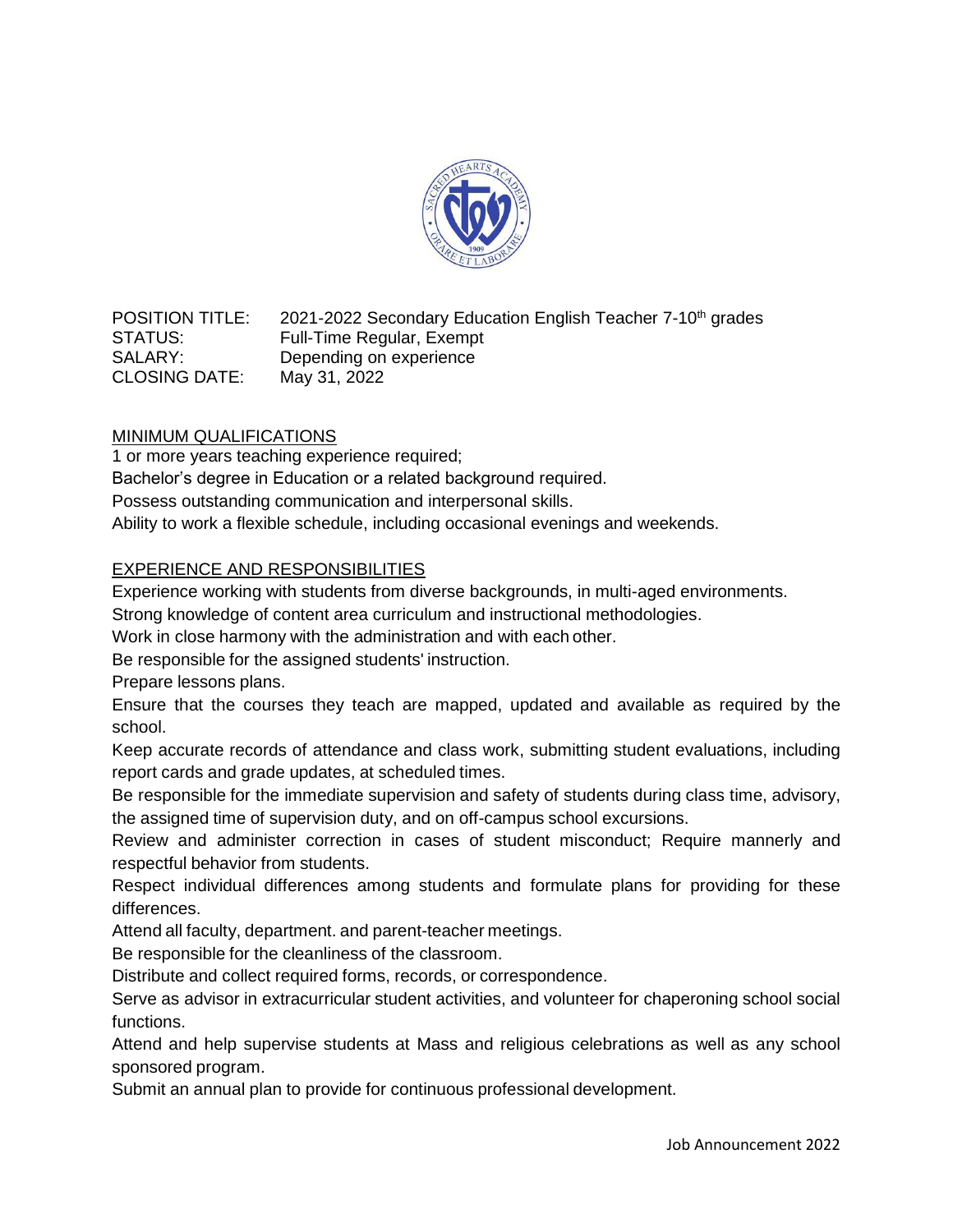POSITION TITLE: 2021-2022 Secondary Education English Teacher 7-10th grades
STATUS: Full-Time Regular, Exempt
SALARY: Depending on experience
CLOSING DATE: May 31, 2022

## MINIMUM QUALIFICATIONS

1 or more years teaching experience required;
Bachelor's degree in Education or a related background required.
Possess outstanding communication and interpersonal skills.
Ability to work a flexible schedule, including occasional evenings and weekends.

## EXPERIENCE AND RESPONSIBILITIES

Experience working with students from diverse backgrounds, in multi-aged environments.
Strong knowledge of content area curriculum and instructional methodologies.
Work in close harmony with the administration and with each other.
Be responsible for the assigned students' instruction.
Prepare lessons plans.
Ensure that the courses they teach are mapped, updated and available as required by the school.
Keep accurate records of attendance and class work, submitting student evaluations, including report cards and grade updates, at scheduled times.
Be responsible for the immediate supervision and safety of students during class time, advisory, the assigned time of supervision duty, and on off-campus school excursions.
Review and administer correction in cases of student misconduct; Require mannerly and respectful behavior from students.
Respect individual differences among students and formulate plans for providing for these differences.
Attend all faculty, department. and parent-teacher meetings.
Be responsible for the cleanliness of the classroom.
Distribute and collect required forms, records, or correspondence.
Serve as advisor in extracurricular student activities, and volunteer for chaperoning school social functions.
Attend and help supervise students at Mass and religious celebrations as well as any school sponsored program.
Submit an annual plan to provide for continuous professional development.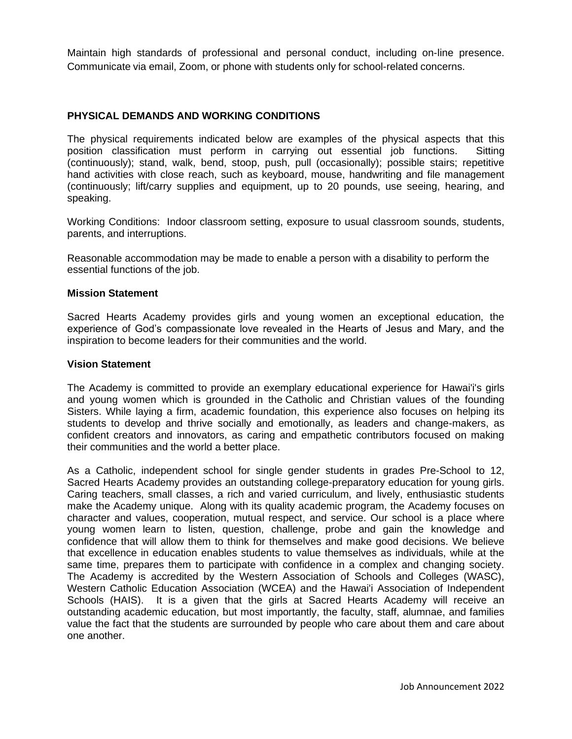Maintain high standards of professional and personal conduct, including on-line presence. Communicate via email, Zoom, or phone with students only for school-related concerns.

## PHYSICAL DEMANDS AND WORKING CONDITIONS

The physical requirements indicated below are examples of the physical aspects that this position classification must perform in carrying out essential job functions. Sitting (continuously); stand, walk, bend, stoop, push, pull (occasionally); possible stairs; repetitive hand activities with close reach, such as keyboard, mouse, handwriting and file management (continuously; lift/carry supplies and equipment, up to 20 pounds, use seeing, hearing, and speaking.

Working Conditions: Indoor classroom setting, exposure to usual classroom sounds, students, parents, and interruptions.

Reasonable accommodation may be made to enable a person with a disability to perform the essential functions of the job.

### Mission Statement

Sacred Hearts Academy provides girls and young women an exceptional education, the experience of God's compassionate love revealed in the Hearts of Jesus and Mary, and the inspiration to become leaders for their communities and the world.

### Vision Statement

The Academy is committed to provide an exemplary educational experience for Hawai'i's girls and young women which is grounded in the Catholic and Christian values of the founding Sisters. While laying a firm, academic foundation, this experience also focuses on helping its students to develop and thrive socially and emotionally, as leaders and change-makers, as confident creators and innovators, as caring and empathetic contributors focused on making their communities and the world a better place.

As a Catholic, independent school for single gender students in grades Pre-School to 12, Sacred Hearts Academy provides an outstanding college-preparatory education for young girls. Caring teachers, small classes, a rich and varied curriculum, and lively, enthusiastic students make the Academy unique. Along with its quality academic program, the Academy focuses on character and values, cooperation, mutual respect, and service. Our school is a place where young women learn to listen, question, challenge, probe and gain the knowledge and confidence that will allow them to think for themselves and make good decisions. We believe that excellence in education enables students to value themselves as individuals, while at the same time, prepares them to participate with confidence in a complex and changing society. The Academy is accredited by the Western Association of Schools and Colleges (WASC), Western Catholic Education Association (WCEA) and the Hawai'i Association of Independent Schools (HAIS). It is a given that the girls at Sacred Hearts Academy will receive an outstanding academic education, but most importantly, the faculty, staff, alumnae, and families value the fact that the students are surrounded by people who care about them and care about one another.